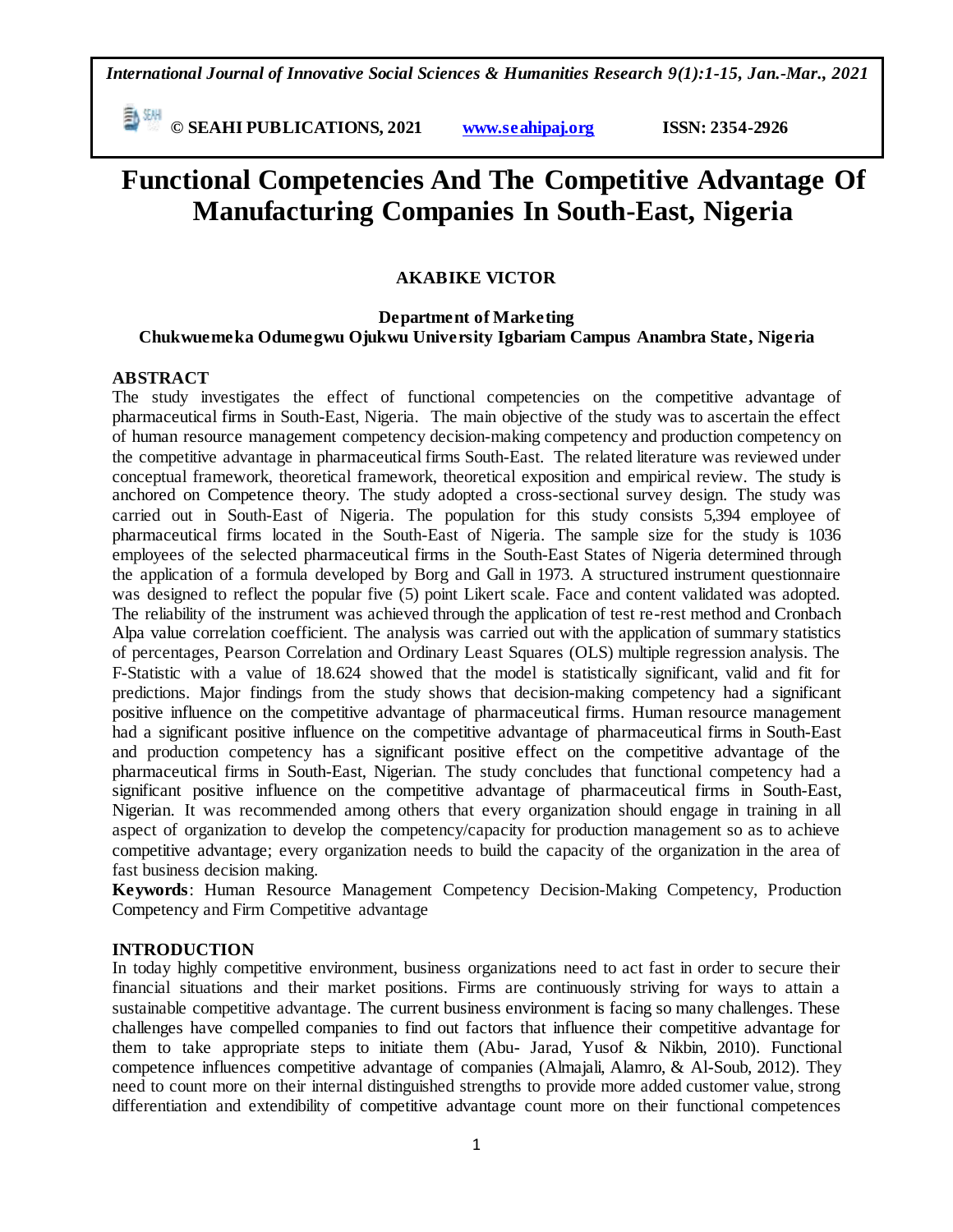# Functional Competencies And The Competitive Advantage Of Manufacturing Companies In South-East, Nigeria

**AKABIKE VICTOR**

**Department of Marketing**
**Chukwuemeka Odumegwu Ojukwu University Igbariam Campus Anambra State, Nigeria**

## ABSTRACT

The study investigates the effect of functional competencies on the competitive advantage of pharmaceutical firms in South-East, Nigeria. The main objective of the study was to ascertain the effect of human resource management competency decision-making competency and production competency on the competitive advantage in pharmaceutical firms South-East. The related literature was reviewed under conceptual framework, theoretical framework, theoretical exposition and empirical review. The study is anchored on Competence theory. The study adopted a cross-sectional survey design. The study was carried out in South-East of Nigeria. The population for this study consists 5,394 employee of pharmaceutical firms located in the South-East of Nigeria. The sample size for the study is 1036 employees of the selected pharmaceutical firms in the South-East States of Nigeria determined through the application of a formula developed by Borg and Gall in 1973. A structured instrument questionnaire was designed to reflect the popular five (5) point Likert scale. Face and content validated was adopted. The reliability of the instrument was achieved through the application of test re-rest method and Cronbach Alpa value correlation coefficient. The analysis was carried out with the application of summary statistics of percentages, Pearson Correlation and Ordinary Least Squares (OLS) multiple regression analysis. The F-Statistic with a value of 18.624 showed that the model is statistically significant, valid and fit for predictions. Major findings from the study shows that decision-making competency had a significant positive influence on the competitive advantage of pharmaceutical firms. Human resource management had a significant positive influence on the competitive advantage of pharmaceutical firms in South-East and production competency has a significant positive effect on the competitive advantage of the pharmaceutical firms in South-East, Nigerian. The study concludes that functional competency had a significant positive influence on the competitive advantage of pharmaceutical firms in South-East, Nigerian. It was recommended among others that every organization should engage in training in all aspect of organization to develop the competency/capacity for production management so as to achieve competitive advantage; every organization needs to build the capacity of the organization in the area of fast business decision making.

**Keywords**: Human Resource Management Competency Decision-Making Competency, Production Competency and Firm Competitive advantage

## INTRODUCTION

In today highly competitive environment, business organizations need to act fast in order to secure their financial situations and their market positions. Firms are continuously striving for ways to attain a sustainable competitive advantage. The current business environment is facing so many challenges. These challenges have compelled companies to find out factors that influence their competitive advantage for them to take appropriate steps to initiate them (Abu- Jarad, Yusof & Nikbin, 2010). Functional competence influences competitive advantage of companies (Almajali, Alamro, & Al-Soub, 2012). They need to count more on their internal distinguished strengths to provide more added customer value, strong differentiation and extendibility of competitive advantage count more on their functional competences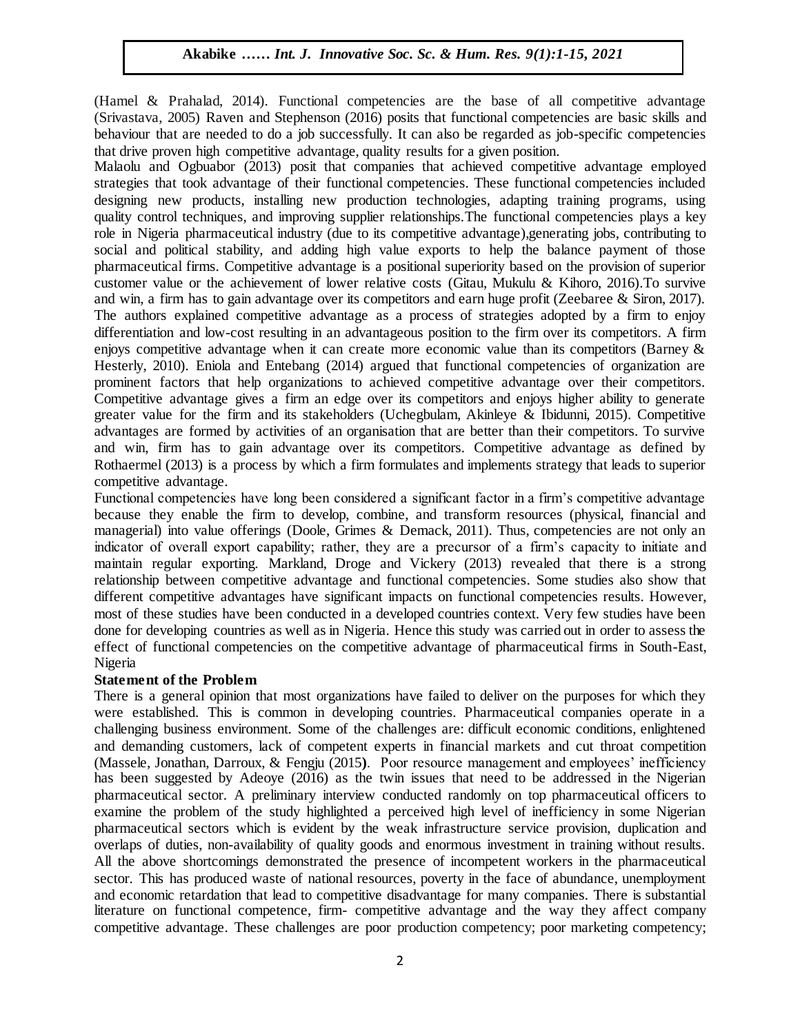(Hamel & Prahalad, 2014). Functional competencies are the base of all competitive advantage (Srivastava, 2005) Raven and Stephenson (2016) posits that functional competencies are basic skills and behaviour that are needed to do a job successfully. It can also be regarded as job-specific competencies that drive proven high competitive advantage, quality results for a given position.

Malaolu and Ogbuabor (2013) posit that companies that achieved competitive advantage employed strategies that took advantage of their functional competencies. These functional competencies included designing new products, installing new production technologies, adapting training programs, using quality control techniques, and improving supplier relationships.The functional competencies plays a key role in Nigeria pharmaceutical industry (due to its competitive advantage),generating jobs, contributing to social and political stability, and adding high value exports to help the balance payment of those pharmaceutical firms. Competitive advantage is a positional superiority based on the provision of superior customer value or the achievement of lower relative costs (Gitau, Mukulu & Kihoro, 2016).To survive and win, a firm has to gain advantage over its competitors and earn huge profit (Zeebaree & Siron, 2017). The authors explained competitive advantage as a process of strategies adopted by a firm to enjoy differentiation and low-cost resulting in an advantageous position to the firm over its competitors. A firm enjoys competitive advantage when it can create more economic value than its competitors (Barney & Hesterly, 2010). Eniola and Entebang (2014) argued that functional competencies of organization are prominent factors that help organizations to achieved competitive advantage over their competitors. Competitive advantage gives a firm an edge over its competitors and enjoys higher ability to generate greater value for the firm and its stakeholders (Uchegbulam, Akinleye & Ibidunni, 2015). Competitive advantages are formed by activities of an organisation that are better than their competitors. To survive and win, firm has to gain advantage over its competitors. Competitive advantage as defined by Rothaermel (2013) is a process by which a firm formulates and implements strategy that leads to superior competitive advantage.

Functional competencies have long been considered a significant factor in a firm's competitive advantage because they enable the firm to develop, combine, and transform resources (physical, financial and managerial) into value offerings (Doole, Grimes & Demack, 2011). Thus, competencies are not only an indicator of overall export capability; rather, they are a precursor of a firm's capacity to initiate and maintain regular exporting. Markland, Droge and Vickery (2013) revealed that there is a strong relationship between competitive advantage and functional competencies. Some studies also show that different competitive advantages have significant impacts on functional competencies results. However, most of these studies have been conducted in a developed countries context. Very few studies have been done for developing countries as well as in Nigeria. Hence this study was carried out in order to assess the effect of functional competencies on the competitive advantage of pharmaceutical firms in South-East, Nigeria

**Statement of the Problem**

There is a general opinion that most organizations have failed to deliver on the purposes for which they were established. This is common in developing countries. Pharmaceutical companies operate in a challenging business environment. Some of the challenges are: difficult economic conditions, enlightened and demanding customers, lack of competent experts in financial markets and cut throat competition (Massele, Jonathan, Darroux, & Fengju (2015**)**. Poor resource management and employees' inefficiency has been suggested by Adeoye (2016) as the twin issues that need to be addressed in the Nigerian pharmaceutical sector. A preliminary interview conducted randomly on top pharmaceutical officers to examine the problem of the study highlighted a perceived high level of inefficiency in some Nigerian pharmaceutical sectors which is evident by the weak infrastructure service provision, duplication and overlaps of duties, non-availability of quality goods and enormous investment in training without results. All the above shortcomings demonstrated the presence of incompetent workers in the pharmaceutical sector. This has produced waste of national resources, poverty in the face of abundance, unemployment and economic retardation that lead to competitive disadvantage for many companies. There is substantial literature on functional competence, firm- competitive advantage and the way they affect company competitive advantage. These challenges are poor production competency; poor marketing competency;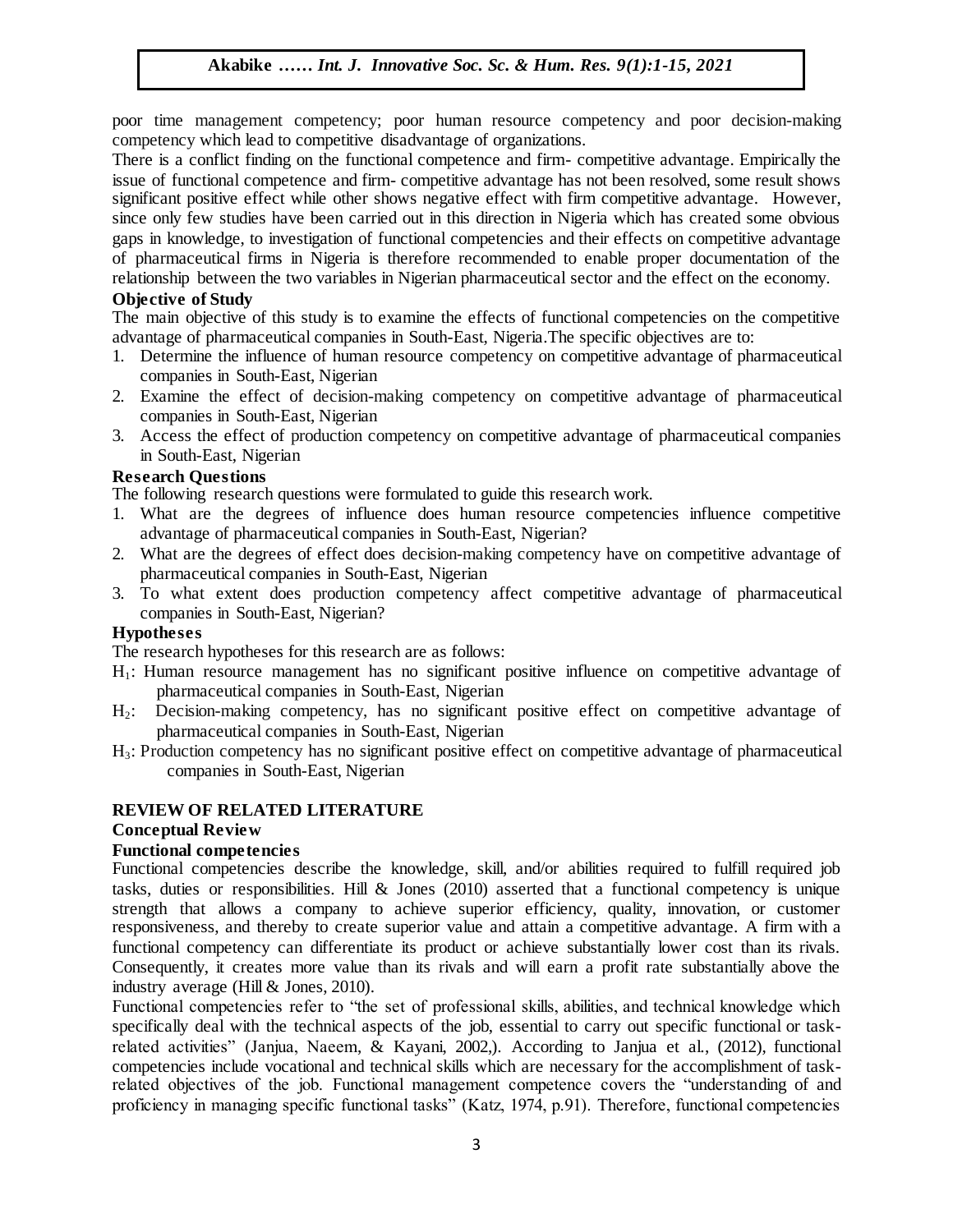poor time management competency; poor human resource competency and poor decision-making competency which lead to competitive disadvantage of organizations.

There is a conflict finding on the functional competence and firm- competitive advantage. Empirically the issue of functional competence and firm- competitive advantage has not been resolved, some result shows significant positive effect while other shows negative effect with firm competitive advantage. However, since only few studies have been carried out in this direction in Nigeria which has created some obvious gaps in knowledge, to investigation of functional competencies and their effects on competitive advantage of pharmaceutical firms in Nigeria is therefore recommended to enable proper documentation of the relationship between the two variables in Nigerian pharmaceutical sector and the effect on the economy.

### Objective of Study

The main objective of this study is to examine the effects of functional competencies on the competitive advantage of pharmaceutical companies in South-East, Nigeria.The specific objectives are to:

1. Determine the influence of human resource competency on competitive advantage of pharmaceutical companies in South-East, Nigerian
2. Examine the effect of decision-making competency on competitive advantage of pharmaceutical companies in South-East, Nigerian
3. Access the effect of production competency on competitive advantage of pharmaceutical companies in South-East, Nigerian

### Research Questions

The following research questions were formulated to guide this research work.

1. What are the degrees of influence does human resource competencies influence competitive advantage of pharmaceutical companies in South-East, Nigerian?
2. What are the degrees of effect does decision-making competency have on competitive advantage of pharmaceutical companies in South-East, Nigerian
3. To what extent does production competency affect competitive advantage of pharmaceutical companies in South-East, Nigerian?

### Hypotheses

The research hypotheses for this research are as follows:

$H_1$: Human resource management has no significant positive influence on competitive advantage of pharmaceutical companies in South-East, Nigerian

$H_2$: Decision-making competency, has no significant positive effect on competitive advantage of pharmaceutical companies in South-East, Nigerian

$H_3$: Production competency has no significant positive effect on competitive advantage of pharmaceutical companies in South-East, Nigerian

## REVIEW OF RELATED LITERATURE

### Conceptual Review

### Functional competencies

Functional competencies describe the knowledge, skill, and/or abilities required to fulfill required job tasks, duties or responsibilities. Hill & Jones (2010) asserted that a functional competency is unique strength that allows a company to achieve superior efficiency, quality, innovation, or customer responsiveness, and thereby to create superior value and attain a competitive advantage. A firm with a functional competency can differentiate its product or achieve substantially lower cost than its rivals. Consequently, it creates more value than its rivals and will earn a profit rate substantially above the industry average (Hill & Jones, 2010).

Functional competencies refer to "the set of professional skills, abilities, and technical knowledge which specifically deal with the technical aspects of the job, essential to carry out specific functional or task-related activities" (Janjua, Naeem, & Kayani, 2002,). According to Janjua et al., (2012), functional competencies include vocational and technical skills which are necessary for the accomplishment of task-related objectives of the job. Functional management competence covers the "understanding of and proficiency in managing specific functional tasks" (Katz, 1974, p.91). Therefore, functional competencies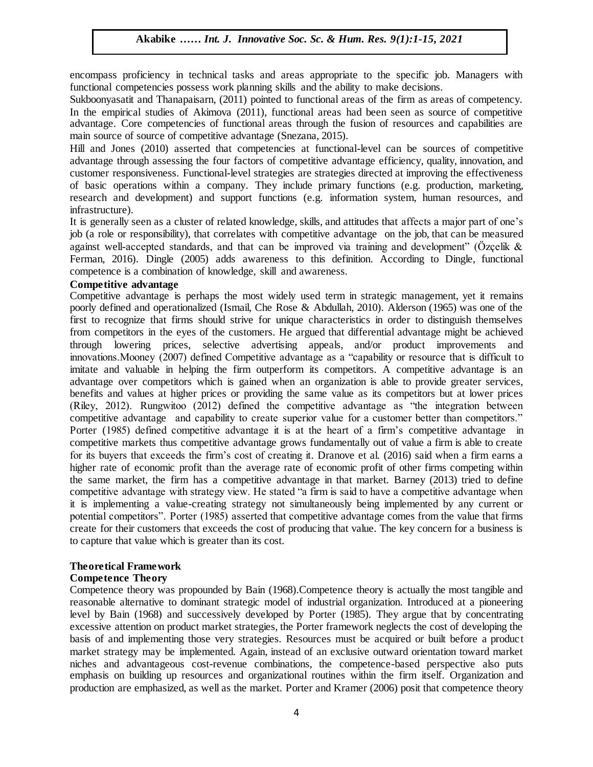encompass proficiency in technical tasks and areas appropriate to the specific job. Managers with functional competencies possess work planning skills and the ability to make decisions.

Sukboonyasatit and Thanapaisarn, (2011) pointed to functional areas of the firm as areas of competency. In the empirical studies of Akimova (2011), functional areas had been seen as source of competitive advantage. Core competencies of functional areas through the fusion of resources and capabilities are main source of source of competitive advantage (Snezana, 2015).

Hill and Jones (2010) asserted that competencies at functional-level can be sources of competitive advantage through assessing the four factors of competitive advantage efficiency, quality, innovation, and customer responsiveness. Functional-level strategies are strategies directed at improving the effectiveness of basic operations within a company. They include primary functions (e.g. production, marketing, research and development) and support functions (e.g. information system, human resources, and infrastructure).

It is generally seen as a cluster of related knowledge, skills, and attitudes that affects a major part of one's job (a role or responsibility), that correlates with competitive advantage on the job, that can be measured against well-accepted standards, and that can be improved via training and development" (Özçelik & Ferman, 2016). Dingle (2005) adds awareness to this definition. According to Dingle, functional competence is a combination of knowledge, skill and awareness.

**Competitive advantage**

Competitive advantage is perhaps the most widely used term in strategic management, yet it remains poorly defined and operationalized (Ismail, Che Rose & Abdullah, 2010). Alderson (1965) was one of the first to recognize that firms should strive for unique characteristics in order to distinguish themselves from competitors in the eyes of the customers. He argued that differential advantage might be achieved through lowering prices, selective advertising appeals, and/or product improvements and innovations.Mooney (2007) defined Competitive advantage as a "capability or resource that is difficult to imitate and valuable in helping the firm outperform its competitors. A competitive advantage is an advantage over competitors which is gained when an organization is able to provide greater services, benefits and values at higher prices or providing the same value as its competitors but at lower prices (Riley, 2012). Rungwitoo (2012) defined the competitive advantage as "the integration between competitive advantage and capability to create superior value for a customer better than competitors." Porter (1985) defined competitive advantage it is at the heart of a firm's competitive advantage in competitive markets thus competitive advantage grows fundamentally out of value a firm is able to create for its buyers that exceeds the firm's cost of creating it. Dranove et al. (2016) said when a firm earns a higher rate of economic profit than the average rate of economic profit of other firms competing within the same market, the firm has a competitive advantage in that market. Barney (2013) tried to define competitive advantage with strategy view. He stated "a firm is said to have a competitive advantage when it is implementing a value-creating strategy not simultaneously being implemented by any current or potential competitors". Porter (1985) asserted that competitive advantage comes from the value that firms create for their customers that exceeds the cost of producing that value. The key concern for a business is to capture that value which is greater than its cost.

**Theoretical Framework**

**Competence Theory**

Competence theory was propounded by Bain (1968).Competence theory is actually the most tangible and reasonable alternative to dominant strategic model of industrial organization. Introduced at a pioneering level by Bain (1968) and successively developed by Porter (1985). They argue that by concentrating excessive attention on product market strategies, the Porter framework neglects the cost of developing the basis of and implementing those very strategies. Resources must be acquired or built before a product market strategy may be implemented. Again, instead of an exclusive outward orientation toward market niches and advantageous cost-revenue combinations, the competence-based perspective also puts emphasis on building up resources and organizational routines within the firm itself. Organization and production are emphasized, as well as the market. Porter and Kramer (2006) posit that competence theory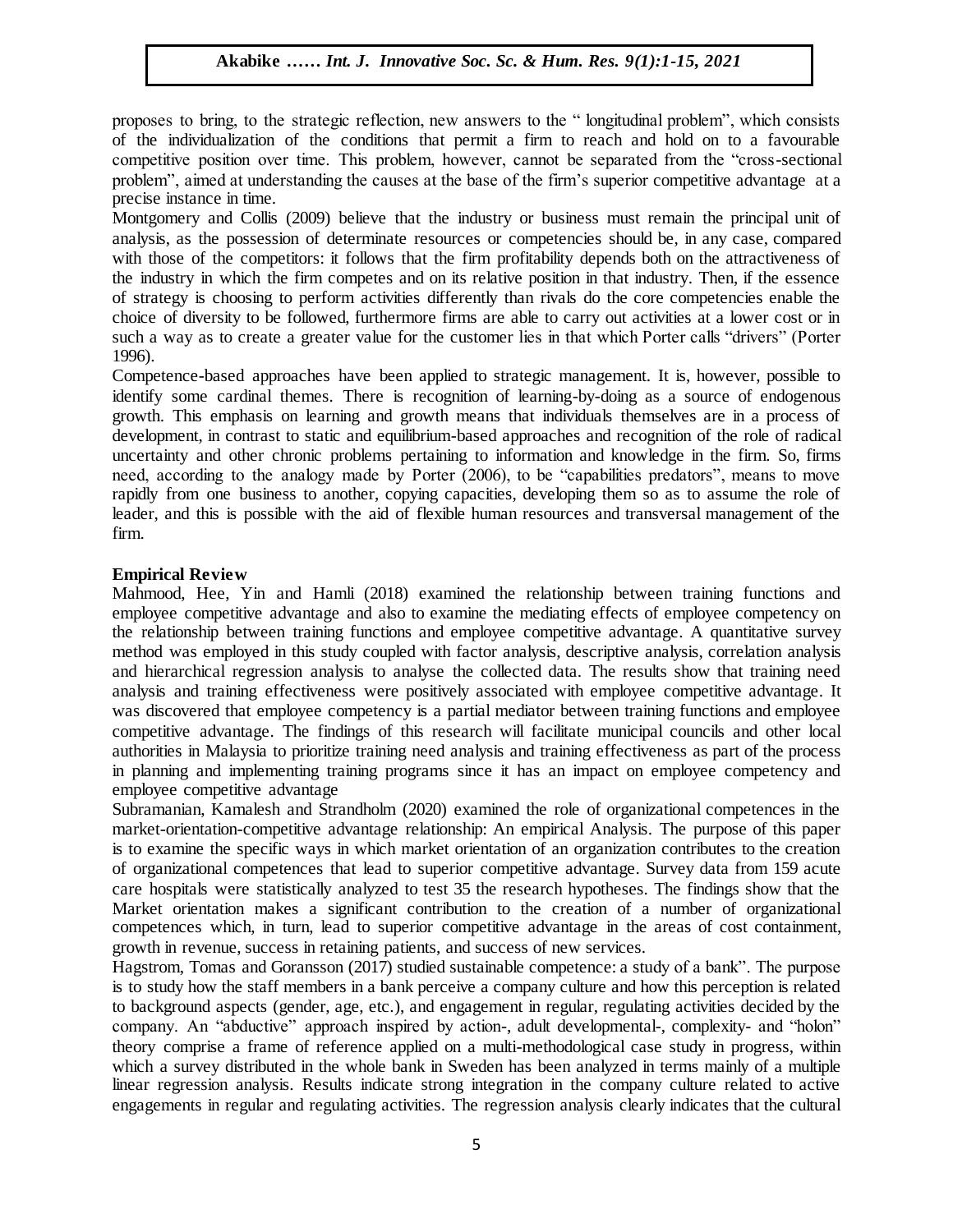proposes to bring, to the strategic reflection, new answers to the " longitudinal problem", which consists of the individualization of the conditions that permit a firm to reach and hold on to a favourable competitive position over time. This problem, however, cannot be separated from the "cross-sectional problem", aimed at understanding the causes at the base of the firm's superior competitive advantage at a precise instance in time.

Montgomery and Collis (2009) believe that the industry or business must remain the principal unit of analysis, as the possession of determinate resources or competencies should be, in any case, compared with those of the competitors: it follows that the firm profitability depends both on the attractiveness of the industry in which the firm competes and on its relative position in that industry. Then, if the essence of strategy is choosing to perform activities differently than rivals do the core competencies enable the choice of diversity to be followed, furthermore firms are able to carry out activities at a lower cost or in such a way as to create a greater value for the customer lies in that which Porter calls "drivers" (Porter 1996).

Competence-based approaches have been applied to strategic management. It is, however, possible to identify some cardinal themes. There is recognition of learning-by-doing as a source of endogenous growth. This emphasis on learning and growth means that individuals themselves are in a process of development, in contrast to static and equilibrium-based approaches and recognition of the role of radical uncertainty and other chronic problems pertaining to information and knowledge in the firm. So, firms need, according to the analogy made by Porter (2006), to be "capabilities predators", means to move rapidly from one business to another, copying capacities, developing them so as to assume the role of leader, and this is possible with the aid of flexible human resources and transversal management of the firm.

## Empirical Review

Mahmood, Hee, Yin and Hamli (2018) examined the relationship between training functions and employee competitive advantage and also to examine the mediating effects of employee competency on the relationship between training functions and employee competitive advantage. A quantitative survey method was employed in this study coupled with factor analysis, descriptive analysis, correlation analysis and hierarchical regression analysis to analyse the collected data. The results show that training need analysis and training effectiveness were positively associated with employee competitive advantage. It was discovered that employee competency is a partial mediator between training functions and employee competitive advantage. The findings of this research will facilitate municipal councils and other local authorities in Malaysia to prioritize training need analysis and training effectiveness as part of the process in planning and implementing training programs since it has an impact on employee competency and employee competitive advantage

Subramanian, Kamalesh and Strandholm (2020) examined the role of organizational competences in the market-orientation-competitive advantage relationship: An empirical Analysis. The purpose of this paper is to examine the specific ways in which market orientation of an organization contributes to the creation of organizational competences that lead to superior competitive advantage. Survey data from 159 acute care hospitals were statistically analyzed to test 35 the research hypotheses. The findings show that the Market orientation makes a significant contribution to the creation of a number of organizational competences which, in turn, lead to superior competitive advantage in the areas of cost containment, growth in revenue, success in retaining patients, and success of new services.

Hagstrom, Tomas and Goransson (2017) studied sustainable competence: a study of a bank". The purpose is to study how the staff members in a bank perceive a company culture and how this perception is related to background aspects (gender, age, etc.), and engagement in regular, regulating activities decided by the company. An "abductive" approach inspired by action-, adult developmental-, complexity- and "holon" theory comprise a frame of reference applied on a multi-methodological case study in progress, within which a survey distributed in the whole bank in Sweden has been analyzed in terms mainly of a multiple linear regression analysis. Results indicate strong integration in the company culture related to active engagements in regular and regulating activities. The regression analysis clearly indicates that the cultural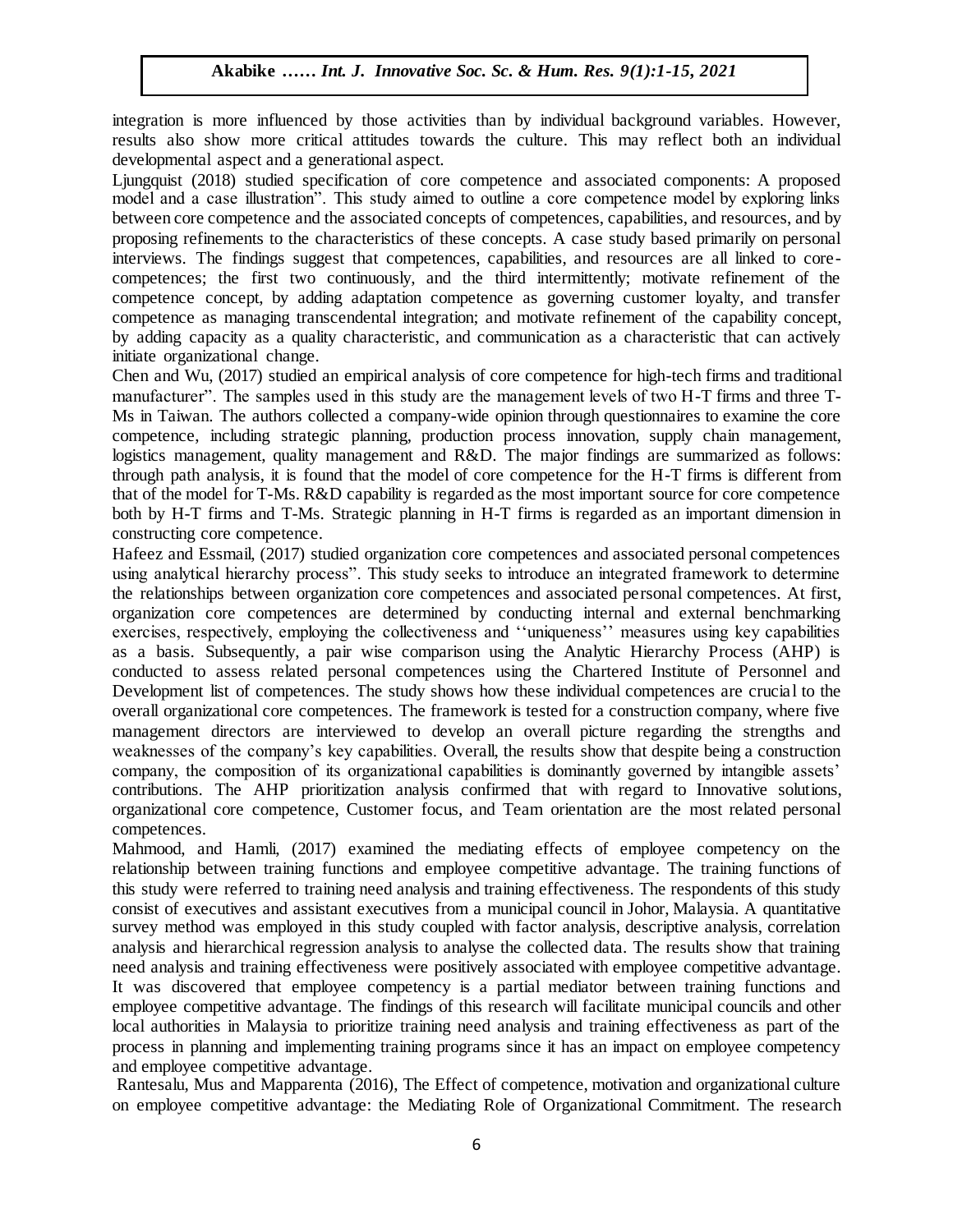integration is more influenced by those activities than by individual background variables. However, results also show more critical attitudes towards the culture. This may reflect both an individual developmental aspect and a generational aspect.

Ljungquist (2018) studied specification of core competence and associated components: A proposed model and a case illustration". This study aimed to outline a core competence model by exploring links between core competence and the associated concepts of competences, capabilities, and resources, and by proposing refinements to the characteristics of these concepts. A case study based primarily on personal interviews. The findings suggest that competences, capabilities, and resources are all linked to core-competences; the first two continuously, and the third intermittently; motivate refinement of the competence concept, by adding adaptation competence as governing customer loyalty, and transfer competence as managing transcendental integration; and motivate refinement of the capability concept, by adding capacity as a quality characteristic, and communication as a characteristic that can actively initiate organizational change.

Chen and Wu, (2017) studied an empirical analysis of core competence for high-tech firms and traditional manufacturer". The samples used in this study are the management levels of two H-T firms and three T-Ms in Taiwan. The authors collected a company-wide opinion through questionnaires to examine the core competence, including strategic planning, production process innovation, supply chain management, logistics management, quality management and R&D. The major findings are summarized as follows: through path analysis, it is found that the model of core competence for the H-T firms is different from that of the model for T-Ms. R&D capability is regarded as the most important source for core competence both by H-T firms and T-Ms. Strategic planning in H-T firms is regarded as an important dimension in constructing core competence.

Hafeez and Essmail, (2017) studied organization core competences and associated personal competences using analytical hierarchy process". This study seeks to introduce an integrated framework to determine the relationships between organization core competences and associated personal competences. At first, organization core competences are determined by conducting internal and external benchmarking exercises, respectively, employing the collectiveness and ''uniqueness'' measures using key capabilities as a basis. Subsequently, a pair wise comparison using the Analytic Hierarchy Process (AHP) is conducted to assess related personal competences using the Chartered Institute of Personnel and Development list of competences. The study shows how these individual competences are crucial to the overall organizational core competences. The framework is tested for a construction company, where five management directors are interviewed to develop an overall picture regarding the strengths and weaknesses of the company's key capabilities. Overall, the results show that despite being a construction company, the composition of its organizational capabilities is dominantly governed by intangible assets' contributions. The AHP prioritization analysis confirmed that with regard to Innovative solutions, organizational core competence, Customer focus, and Team orientation are the most related personal competences.

Mahmood, and Hamli, (2017) examined the mediating effects of employee competency on the relationship between training functions and employee competitive advantage. The training functions of this study were referred to training need analysis and training effectiveness. The respondents of this study consist of executives and assistant executives from a municipal council in Johor, Malaysia. A quantitative survey method was employed in this study coupled with factor analysis, descriptive analysis, correlation analysis and hierarchical regression analysis to analyse the collected data. The results show that training need analysis and training effectiveness were positively associated with employee competitive advantage. It was discovered that employee competency is a partial mediator between training functions and employee competitive advantage. The findings of this research will facilitate municipal councils and other local authorities in Malaysia to prioritize training need analysis and training effectiveness as part of the process in planning and implementing training programs since it has an impact on employee competency and employee competitive advantage.

Rantesalu, Mus and Mapparenta (2016), The Effect of competence, motivation and organizational culture on employee competitive advantage: the Mediating Role of Organizational Commitment. The research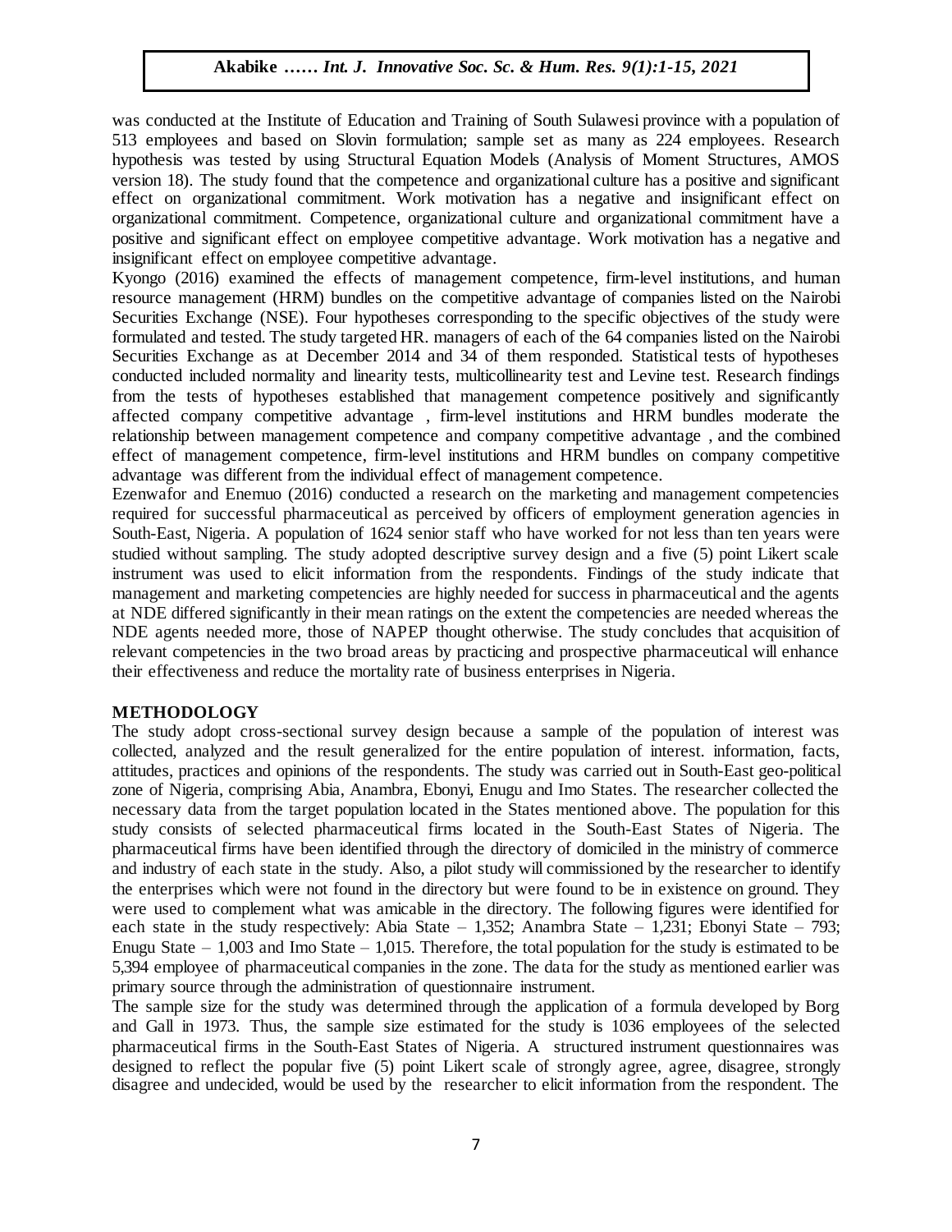was conducted at the Institute of Education and Training of South Sulawesi province with a population of 513 employees and based on Slovin formulation; sample set as many as 224 employees. Research hypothesis was tested by using Structural Equation Models (Analysis of Moment Structures, AMOS version 18). The study found that the competence and organizational culture has a positive and significant effect on organizational commitment. Work motivation has a negative and insignificant effect on organizational commitment. Competence, organizational culture and organizational commitment have a positive and significant effect on employee competitive advantage. Work motivation has a negative and insignificant effect on employee competitive advantage.

Kyongo (2016) examined the effects of management competence, firm-level institutions, and human resource management (HRM) bundles on the competitive advantage of companies listed on the Nairobi Securities Exchange (NSE). Four hypotheses corresponding to the specific objectives of the study were formulated and tested. The study targeted HR. managers of each of the 64 companies listed on the Nairobi Securities Exchange as at December 2014 and 34 of them responded. Statistical tests of hypotheses conducted included normality and linearity tests, multicollinearity test and Levine test. Research findings from the tests of hypotheses established that management competence positively and significantly affected company competitive advantage , firm-level institutions and HRM bundles moderate the relationship between management competence and company competitive advantage , and the combined effect of management competence, firm-level institutions and HRM bundles on company competitive advantage was different from the individual effect of management competence.

Ezenwafor and Enemuo (2016) conducted a research on the marketing and management competencies required for successful pharmaceutical as perceived by officers of employment generation agencies in South-East, Nigeria. A population of 1624 senior staff who have worked for not less than ten years were studied without sampling. The study adopted descriptive survey design and a five (5) point Likert scale instrument was used to elicit information from the respondents. Findings of the study indicate that management and marketing competencies are highly needed for success in pharmaceutical and the agents at NDE differed significantly in their mean ratings on the extent the competencies are needed whereas the NDE agents needed more, those of NAPEP thought otherwise. The study concludes that acquisition of relevant competencies in the two broad areas by practicing and prospective pharmaceutical will enhance their effectiveness and reduce the mortality rate of business enterprises in Nigeria.

## METHODOLOGY

The study adopt cross-sectional survey design because a sample of the population of interest was collected, analyzed and the result generalized for the entire population of interest. information, facts, attitudes, practices and opinions of the respondents. The study was carried out in South-East geo-political zone of Nigeria, comprising Abia, Anambra, Ebonyi, Enugu and Imo States. The researcher collected the necessary data from the target population located in the States mentioned above. The population for this study consists of selected pharmaceutical firms located in the South-East States of Nigeria. The pharmaceutical firms have been identified through the directory of domiciled in the ministry of commerce and industry of each state in the study. Also, a pilot study will commissioned by the researcher to identify the enterprises which were not found in the directory but were found to be in existence on ground. They were used to complement what was amicable in the directory. The following figures were identified for each state in the study respectively: Abia State – 1,352; Anambra State – 1,231; Ebonyi State – 793; Enugu State – 1,003 and Imo State – 1,015. Therefore, the total population for the study is estimated to be 5,394 employee of pharmaceutical companies in the zone. The data for the study as mentioned earlier was primary source through the administration of questionnaire instrument.

The sample size for the study was determined through the application of a formula developed by Borg and Gall in 1973. Thus, the sample size estimated for the study is 1036 employees of the selected pharmaceutical firms in the South-East States of Nigeria. A structured instrument questionnaires was designed to reflect the popular five (5) point Likert scale of strongly agree, agree, disagree, strongly disagree and undecided, would be used by the researcher to elicit information from the respondent. The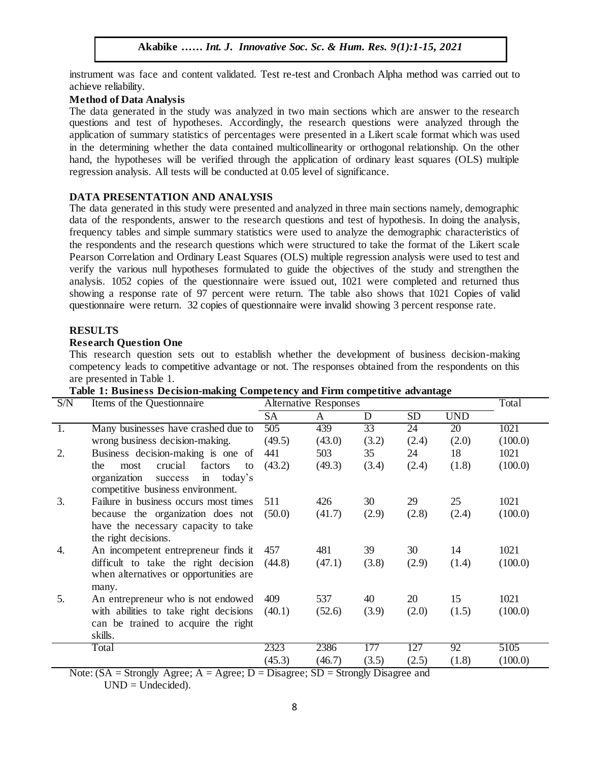instrument was face and content validated. Test re-test and Cronbach Alpha method was carried out to achieve reliability.

**Method of Data Analysis**

The data generated in the study was analyzed in two main sections which are answer to the research questions and test of hypotheses. Accordingly, the research questions were analyzed through the application of summary statistics of percentages were presented in a Likert scale format which was used in the determining whether the data contained multicollinearity or orthogonal relationship. On the other hand, the hypotheses will be verified through the application of ordinary least squares (OLS) multiple regression analysis. All tests will be conducted at 0.05 level of significance.

## DATA PRESENTATION AND ANALYSIS

The data generated in this study were presented and analyzed in three main sections namely, demographic data of the respondents, answer to the research questions and test of hypothesis. In doing the analysis, frequency tables and simple summary statistics were used to analyze the demographic characteristics of the respondents and the research questions which were structured to take the format of the Likert scale Pearson Correlation and Ordinary Least Squares (OLS) multiple regression analysis were used to test and verify the various null hypotheses formulated to guide the objectives of the study and strengthen the analysis. 1052 copies of the questionnaire were issued out, 1021 were completed and returned thus showing a response rate of 97 percent were return. The table also shows that 1021 Copies of valid questionnaire were return. 32 copies of questionnaire were invalid showing 3 percent response rate.

## RESULTS

**Research Question One**

This research question sets out to establish whether the development of business decision-making competency leads to competitive advantage or not. The responses obtained from the respondents on this are presented in Table 1.

**Table 1: Business Decision-making Competency and Firm competitive advantage**

| S/N | Items of the Questionnaire | Alternative Responses | | | | | Total |
|---|---|---|---|---|---|---|---|
| | | SA | A | D | SD | UND | |
| 1. | Many businesses have crashed due to wrong business decision-making. | 505 (49.5) | 439 (43.0) | 33 (3.2) | 24 (2.4) | 20 (2.0) | 1021 (100.0) |
| 2. | Business decision-making is one of the most crucial factors to organization success in today's competitive business environment. | 441 (43.2) | 503 (49.3) | 35 (3.4) | 24 (2.4) | 18 (1.8) | 1021 (100.0) |
| 3. | Failure in business occurs most times because the organization does not have the necessary capacity to take the right decisions. | 511 (50.0) | 426 (41.7) | 30 (2.9) | 29 (2.8) | 25 (2.4) | 1021 (100.0) |
| 4. | An incompetent entrepreneur finds it difficult to take the right decision when alternatives or opportunities are many. | 457 (44.8) | 481 (47.1) | 39 (3.8) | 30 (2.9) | 14 (1.4) | 1021 (100.0) |
| 5. | An entrepreneur who is not endowed with abilities to take right decisions can be trained to acquire the right skills. | 409 (40.1) | 537 (52.6) | 40 (3.9) | 20 (2.0) | 15 (1.5) | 1021 (100.0) |
| | Total | 2323 (45.3) | 2386 (46.7) | 177 (3.5) | 127 (2.5) | 92 (1.8) | 5105 (100.0) |

Note: (SA = Strongly Agree; A = Agree; D = Disagree; SD = Strongly Disagree and UND = Undecided).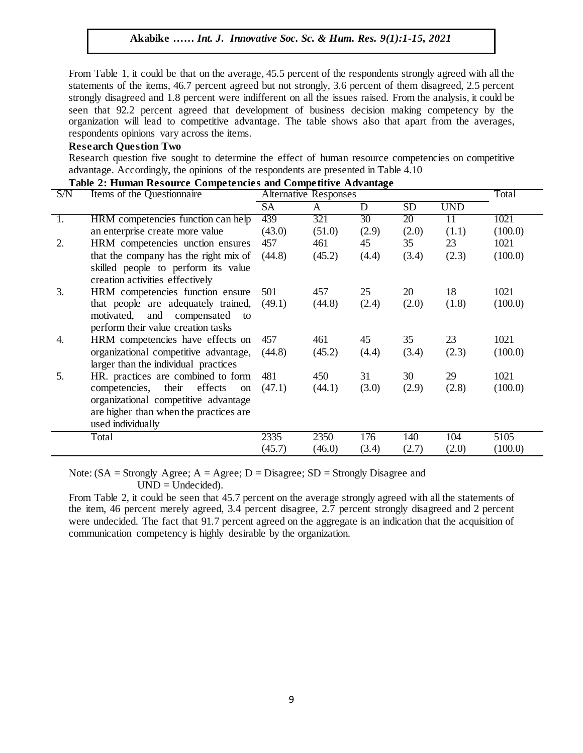From Table 1, it could be that on the average, 45.5 percent of the respondents strongly agreed with all the statements of the items, 46.7 percent agreed but not strongly, 3.6 percent of them disagreed, 2.5 percent strongly disagreed and 1.8 percent were indifferent on all the issues raised. From the analysis, it could be seen that 92.2 percent agreed that development of business decision making competency by the organization will lead to competitive advantage. The table shows also that apart from the averages, respondents opinions vary across the items.

**Research Question Two**

Research question five sought to determine the effect of human resource competencies on competitive advantage. Accordingly, the opinions of the respondents are presented in Table 4.10

**Table 2: Human Resource Competencies and Competitive Advantage**

| S/N | Items of the Questionnaire | Alternative Responses | | | | | Total |
|---|---|---|---|---|---|---|---|
| | | SA | A | D | SD | UND | |
| 1. | HRM competencies function can help an enterprise create more value | 439 (43.0) | 321 (51.0) | 30 (2.9) | 20 (2.0) | 11 (1.1) | 1021 (100.0) |
| 2. | HRM competencies unction ensures that the company has the right mix of skilled people to perform its value creation activities effectively | 457 (44.8) | 461 (45.2) | 45 (4.4) | 35 (3.4) | 23 (2.3) | 1021 (100.0) |
| 3. | HRM competencies function ensure that people are adequately trained, motivated, and compensated to perform their value creation tasks | 501 (49.1) | 457 (44.8) | 25 (2.4) | 20 (2.0) | 18 (1.8) | 1021 (100.0) |
| 4. | HRM competencies have effects on organizational competitive advantage, larger than the individual practices | 457 (44.8) | 461 (45.2) | 45 (4.4) | 35 (3.4) | 23 (2.3) | 1021 (100.0) |
| 5. | HR. practices are combined to form competencies, their effects on organizational competitive advantage are higher than when the practices are used individually | 481 (47.1) | 450 (44.1) | 31 (3.0) | 30 (2.9) | 29 (2.8) | 1021 (100.0) |
| | Total | 2335 (45.7) | 2350 (46.0) | 176 (3.4) | 140 (2.7) | 104 (2.0) | 5105 (100.0) |

Note: (SA = Strongly Agree; A = Agree; D = Disagree; SD = Strongly Disagree and UND = Undecided).

From Table 2, it could be seen that 45.7 percent on the average strongly agreed with all the statements of the item, 46 percent merely agreed, 3.4 percent disagree, 2.7 percent strongly disagreed and 2 percent were undecided. The fact that 91.7 percent agreed on the aggregate is an indication that the acquisition of communication competency is highly desirable by the organization.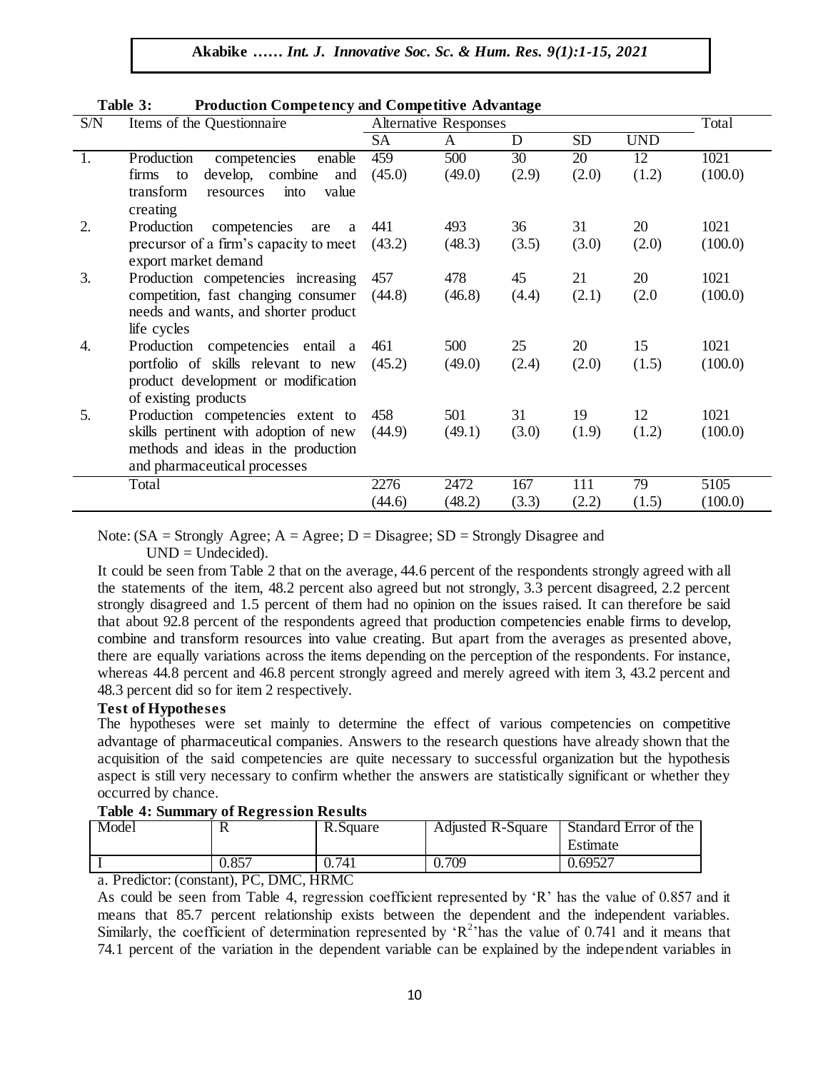**Table 3: Production Competency and Competitive Advantage**

| S/N | Items of the Questionnaire | Alternative Responses | | | | | Total |
|---|---|---|---|---|---|---|---|
| | | SA | A | D | SD | UND | |
| 1. | Production competencies enable firms to develop, combine and transform resources into value creating | 459 (45.0) | 500 (49.0) | 30 (2.9) | 20 (2.0) | 12 (1.2) | 1021 (100.0) |
| 2. | Production competencies are a precursor of a firm's capacity to meet export market demand | 441 (43.2) | 493 (48.3) | 36 (3.5) | 31 (3.0) | 20 (2.0) | 1021 (100.0) |
| 3. | Production competencies increasing competition, fast changing consumer needs and wants, and shorter product life cycles | 457 (44.8) | 478 (46.8) | 45 (4.4) | 21 (2.1) | 20 (2.0 | 1021 (100.0) |
| 4. | Production competencies entail a portfolio of skills relevant to new product development or modification of existing products | 461 (45.2) | 500 (49.0) | 25 (2.4) | 20 (2.0) | 15 (1.5) | 1021 (100.0) |
| 5. | Production competencies extent to skills pertinent with adoption of new methods and ideas in the production and pharmaceutical processes | 458 (44.9) | 501 (49.1) | 31 (3.0) | 19 (1.9) | 12 (1.2) | 1021 (100.0) |
| | Total | 2276 (44.6) | 2472 (48.2) | 167 (3.3) | 111 (2.2) | 79 (1.5) | 5105 (100.0) |

Note: (SA = Strongly Agree; A = Agree; D = Disagree; SD = Strongly Disagree and UND = Undecided).

It could be seen from Table 2 that on the average, 44.6 percent of the respondents strongly agreed with all the statements of the item, 48.2 percent also agreed but not strongly, 3.3 percent disagreed, 2.2 percent strongly disagreed and 1.5 percent of them had no opinion on the issues raised. It can therefore be said that about 92.8 percent of the respondents agreed that production competencies enable firms to develop, combine and transform resources into value creating. But apart from the averages as presented above, there are equally variations across the items depending on the perception of the respondents. For instance, whereas 44.8 percent and 46.8 percent strongly agreed and merely agreed with item 3, 43.2 percent and 48.3 percent did so for item 2 respectively.

**Test of Hypotheses**

The hypotheses were set mainly to determine the effect of various competencies on competitive advantage of pharmaceutical companies. Answers to the research questions have already shown that the acquisition of the said competencies are quite necessary to successful organization but the hypothesis aspect is still very necessary to confirm whether the answers are statistically significant or whether they occurred by chance.

**Table 4: Summary of Regression Results**

| Model | R | R.Square | Adjusted R-Square | Standard Error of the Estimate |
|---|---|---|---|---|
| I | 0.857 | 0.741 | 0.709 | 0.69527 |

a. Predictor: (constant), PC, DMC, HRMC

As could be seen from Table 4, regression coefficient represented by 'R' has the value of 0.857 and it means that 85.7 percent relationship exists between the dependent and the independent variables. Similarly, the coefficient of determination represented by '$R^2$' has the value of 0.741 and it means that 74.1 percent of the variation in the dependent variable can be explained by the independent variables in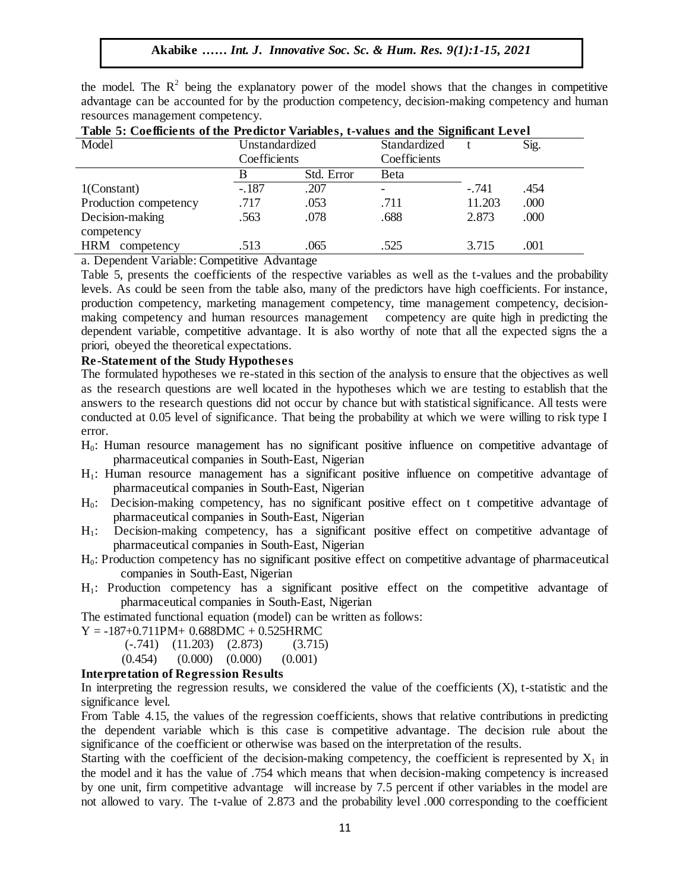the model. The $R^2$ being the explanatory power of the model shows that the changes in competitive advantage can be accounted for by the production competency, decision-making competency and human resources management competency.

**Table 5: Coefficients of the Predictor Variables, t-values and the Significant Level**

| Model | Unstandardized Coefficients | | Standardized Coefficients | t | Sig. |
|---|---|---|---|---|---|
| | B | Std. Error | Beta | | |
| 1(Constant) | -.187 | .207 | - | -.741 | .454 |
| Production competency | .717 | .053 | .711 | 11.203 | .000 |
| Decision-making competency | .563 | .078 | .688 | 2.873 | .000 |
| HRM competency | .513 | .065 | .525 | 3.715 | .001 |

a. Dependent Variable: Competitive Advantage

Table 5, presents the coefficients of the respective variables as well as the t-values and the probability levels. As could be seen from the table also, many of the predictors have high coefficients. For instance, production competency, marketing management competency, time management competency, decision-making competency and human resources management competency are quite high in predicting the dependent variable, competitive advantage. It is also worthy of note that all the expected signs the a priori, obeyed the theoretical expectations.

**Re-Statement of the Study Hypotheses**

The formulated hypotheses we re-stated in this section of the analysis to ensure that the objectives as well as the research questions are well located in the hypotheses which we are testing to establish that the answers to the research questions did not occur by chance but with statistical significance. All tests were conducted at 0.05 level of significance. That being the probability at which we were willing to risk type I error.

$H_0$: Human resource management has no significant positive influence on competitive advantage of pharmaceutical companies in South-East, Nigerian

$H_1$: Human resource management has a significant positive influence on competitive advantage of pharmaceutical companies in South-East, Nigerian

$H_0$: Decision-making competency, has no significant positive effect on t competitive advantage of pharmaceutical companies in South-East, Nigerian

$H_1$: Decision-making competency, has a significant positive effect on competitive advantage of pharmaceutical companies in South-East, Nigerian

$H_0$: Production competency has no significant positive effect on competitive advantage of pharmaceutical companies in South-East, Nigerian

$H_1$: Production competency has a significant positive effect on the competitive advantage of pharmaceutical companies in South-East, Nigerian

The estimated functional equation (model) can be written as follows:

$$Y = -187 + 0.711PM + 0.688DMC + 0.525HRMC$$

(-.741) (11.203) (2.873) (3.715)

(0.454) (0.000) (0.000) (0.001)

**Interpretation of Regression Results**

In interpreting the regression results, we considered the value of the coefficients (X), t-statistic and the significance level.

From Table 4.15, the values of the regression coefficients, shows that relative contributions in predicting the dependent variable which is this case is competitive advantage. The decision rule about the significance of the coefficient or otherwise was based on the interpretation of the results.

Starting with the coefficient of the decision-making competency, the coefficient is represented by $X_1$ in the model and it has the value of .754 which means that when decision-making competency is increased by one unit, firm competitive advantage will increase by 7.5 percent if other variables in the model are not allowed to vary. The t-value of 2.873 and the probability level .000 corresponding to the coefficient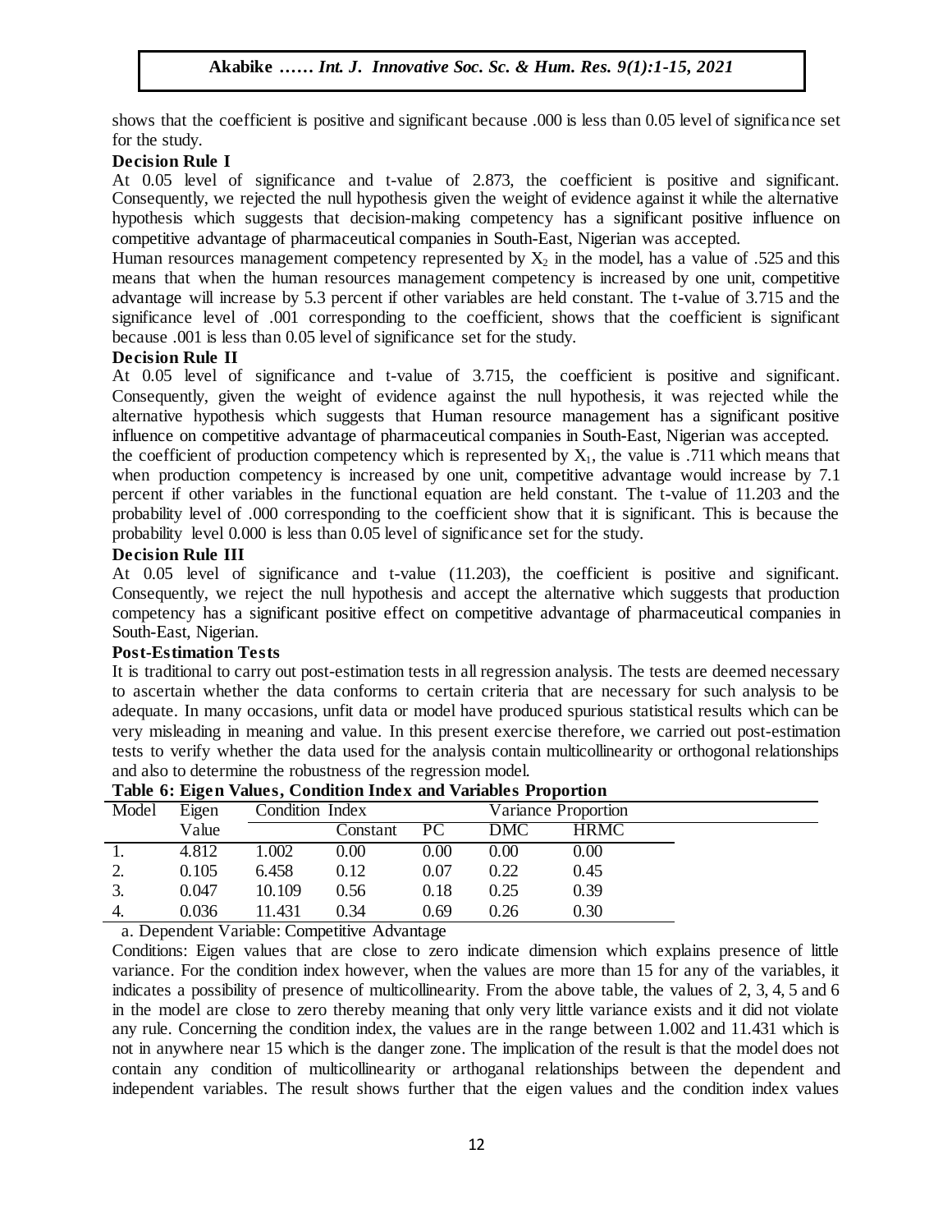shows that the coefficient is positive and significant because .000 is less than 0.05 level of significance set for the study.

**Decision Rule I**

At 0.05 level of significance and t-value of 2.873, the coefficient is positive and significant. Consequently, we rejected the null hypothesis given the weight of evidence against it while the alternative hypothesis which suggests that decision-making competency has a significant positive influence on competitive advantage of pharmaceutical companies in South-East, Nigerian was accepted.

Human resources management competency represented by $X_2$ in the model, has a value of .525 and this means that when the human resources management competency is increased by one unit, competitive advantage will increase by 5.3 percent if other variables are held constant. The t-value of 3.715 and the significance level of .001 corresponding to the coefficient, shows that the coefficient is significant because .001 is less than 0.05 level of significance set for the study.

**Decision Rule II**

At 0.05 level of significance and t-value of 3.715, the coefficient is positive and significant. Consequently, given the weight of evidence against the null hypothesis, it was rejected while the alternative hypothesis which suggests that Human resource management has a significant positive influence on competitive advantage of pharmaceutical companies in South-East, Nigerian was accepted.

the coefficient of production competency which is represented by $X_1$, the value is .711 which means that when production competency is increased by one unit, competitive advantage would increase by 7.1 percent if other variables in the functional equation are held constant. The t-value of 11.203 and the probability level of .000 corresponding to the coefficient show that it is significant. This is because the probability level 0.000 is less than 0.05 level of significance set for the study.

**Decision Rule III**

At 0.05 level of significance and t-value (11.203), the coefficient is positive and significant. Consequently, we reject the null hypothesis and accept the alternative which suggests that production competency has a significant positive effect on competitive advantage of pharmaceutical companies in South-East, Nigerian.

**Post-Estimation Tests**

It is traditional to carry out post-estimation tests in all regression analysis. The tests are deemed necessary to ascertain whether the data conforms to certain criteria that are necessary for such analysis to be adequate. In many occasions, unfit data or model have produced spurious statistical results which can be very misleading in meaning and value. In this present exercise therefore, we carried out post-estimation tests to verify whether the data used for the analysis contain multicollinearity or orthogonal relationships and also to determine the robustness of the regression model.

**Table 6: Eigen Values, Condition Index and Variables Proportion**

| Model | Eigen Value | Condition Index | Variance Proportion | | | |
|---|---|---|---|---|---|---|
| | | | Constant | PC | DMC | HRMC |
| 1. | 4.812 | 1.002 | 0.00 | 0.00 | 0.00 | 0.00 |
| 2. | 0.105 | 6.458 | 0.12 | 0.07 | 0.22 | 0.45 |
| 3. | 0.047 | 10.109 | 0.56 | 0.18 | 0.25 | 0.39 |
| 4. | 0.036 | 11.431 | 0.34 | 0.69 | 0.26 | 0.30 |

a. Dependent Variable: Competitive Advantage

Conditions: Eigen values that are close to zero indicate dimension which explains presence of little variance. For the condition index however, when the values are more than 15 for any of the variables, it indicates a possibility of presence of multicollinearity. From the above table, the values of 2, 3, 4, 5 and 6 in the model are close to zero thereby meaning that only very little variance exists and it did not violate any rule. Concerning the condition index, the values are in the range between 1.002 and 11.431 which is not in anywhere near 15 which is the danger zone. The implication of the result is that the model does not contain any condition of multicollinearity or arthoganal relationships between the dependent and independent variables. The result shows further that the eigen values and the condition index values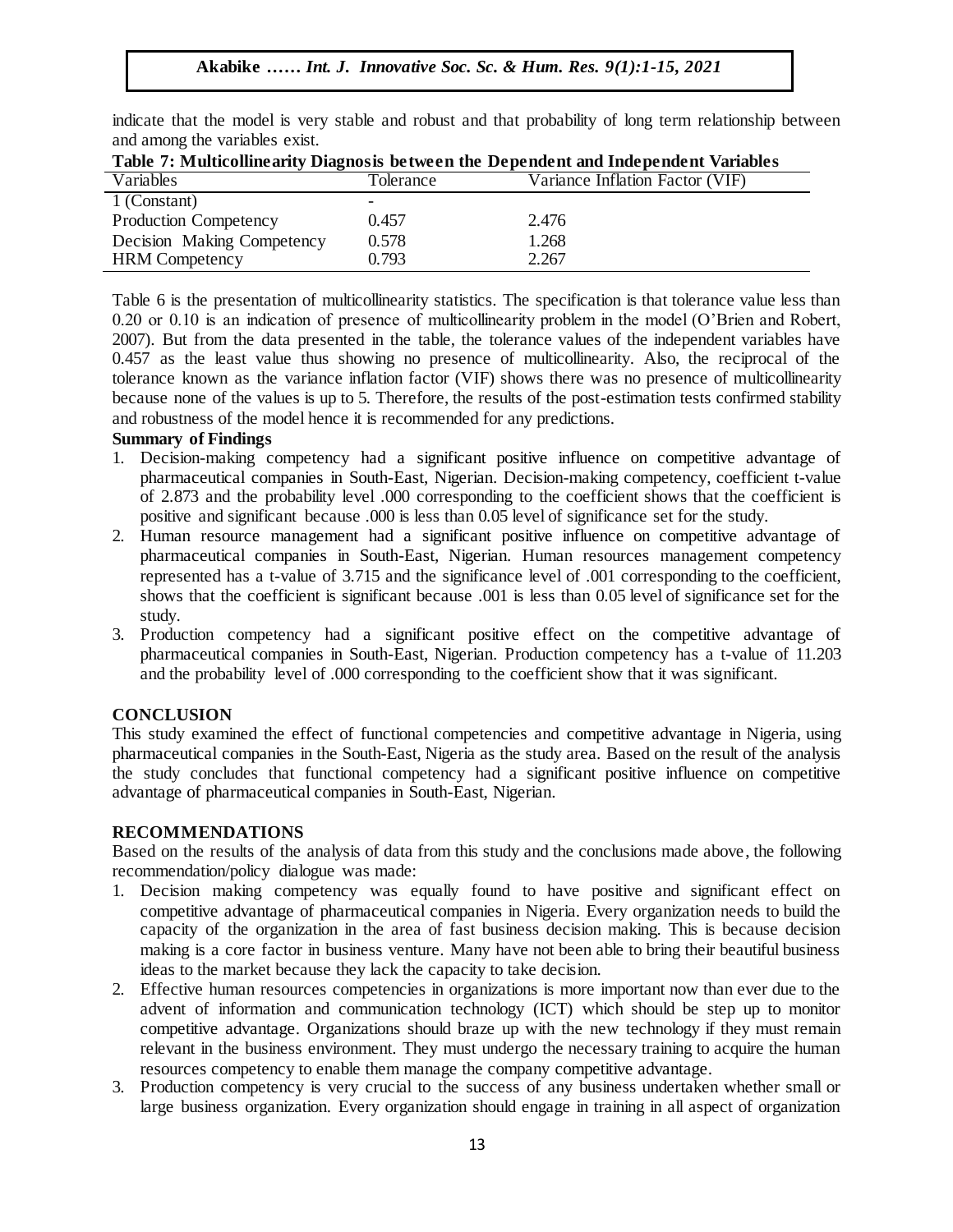indicate that the model is very stable and robust and that probability of long term relationship between and among the variables exist.

**Table 7: Multicollinearity Diagnosis between the Dependent and Independent Variables**

| Variables | Tolerance | Variance Inflation Factor (VIF) |
|---|---|---|
| 1 (Constant) | - | |
| Production Competency | 0.457 | 2.476 |
| Decision Making Competency | 0.578 | 1.268 |
| HRM Competency | 0.793 | 2.267 |

Table 6 is the presentation of multicollinearity statistics. The specification is that tolerance value less than 0.20 or 0.10 is an indication of presence of multicollinearity problem in the model (O'Brien and Robert, 2007). But from the data presented in the table, the tolerance values of the independent variables have 0.457 as the least value thus showing no presence of multicollinearity. Also, the reciprocal of the tolerance known as the variance inflation factor (VIF) shows there was no presence of multicollinearity because none of the values is up to 5. Therefore, the results of the post-estimation tests confirmed stability and robustness of the model hence it is recommended for any predictions.

**Summary of Findings**

1. Decision-making competency had a significant positive influence on competitive advantage of pharmaceutical companies in South-East, Nigerian. Decision-making competency, coefficient t-value of 2.873 and the probability level .000 corresponding to the coefficient shows that the coefficient is positive and significant because .000 is less than 0.05 level of significance set for the study.
2. Human resource management had a significant positive influence on competitive advantage of pharmaceutical companies in South-East, Nigerian. Human resources management competency represented has a t-value of 3.715 and the significance level of .001 corresponding to the coefficient, shows that the coefficient is significant because .001 is less than 0.05 level of significance set for the study.
3. Production competency had a significant positive effect on the competitive advantage of pharmaceutical companies in South-East, Nigerian. Production competency has a t-value of 11.203 and the probability level of .000 corresponding to the coefficient show that it was significant.

## CONCLUSION

This study examined the effect of functional competencies and competitive advantage in Nigeria, using pharmaceutical companies in the South-East, Nigeria as the study area. Based on the result of the analysis the study concludes that functional competency had a significant positive influence on competitive advantage of pharmaceutical companies in South-East, Nigerian.

## RECOMMENDATIONS

Based on the results of the analysis of data from this study and the conclusions made above, the following recommendation/policy dialogue was made:

1. Decision making competency was equally found to have positive and significant effect on competitive advantage of pharmaceutical companies in Nigeria. Every organization needs to build the capacity of the organization in the area of fast business decision making. This is because decision making is a core factor in business venture. Many have not been able to bring their beautiful business ideas to the market because they lack the capacity to take decision.
2. Effective human resources competencies in organizations is more important now than ever due to the advent of information and communication technology (ICT) which should be step up to monitor competitive advantage. Organizations should braze up with the new technology if they must remain relevant in the business environment. They must undergo the necessary training to acquire the human resources competency to enable them manage the company competitive advantage.
3. Production competency is very crucial to the success of any business undertaken whether small or large business organization. Every organization should engage in training in all aspect of organization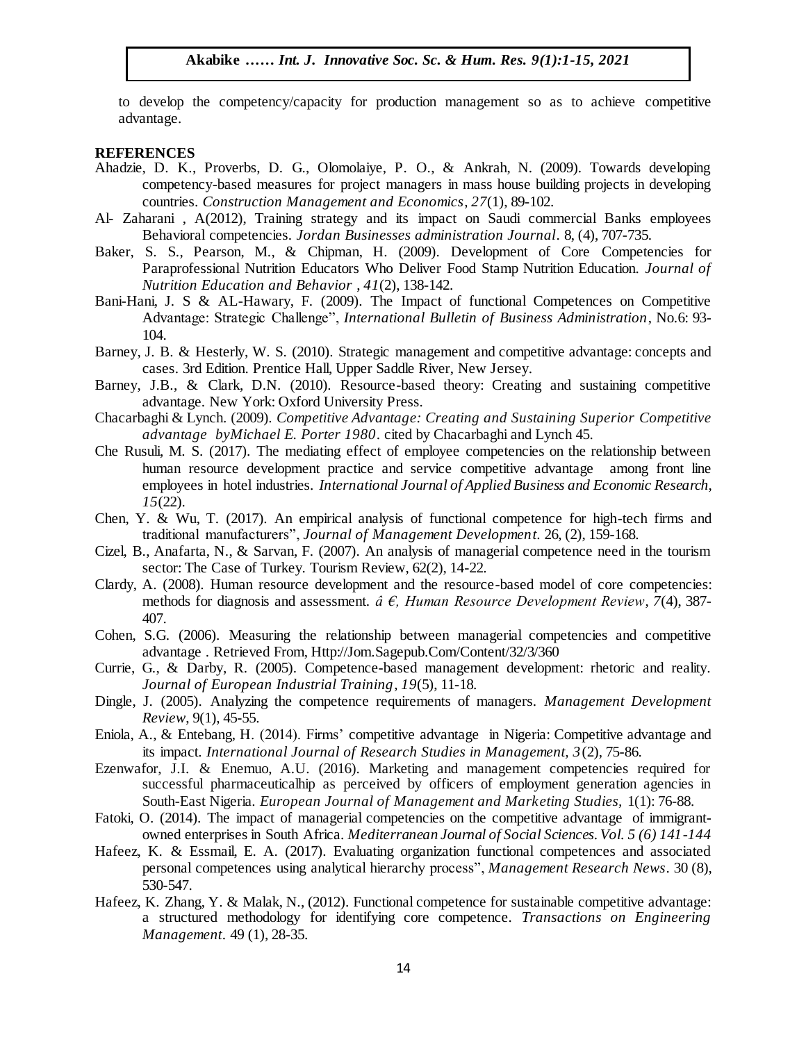to develop the competency/capacity for production management so as to achieve competitive advantage.

## REFERENCES

Ahadzie, D. K., Proverbs, D. G., Olomolaiye, P. O., & Ankrah, N. (2009). Towards developing competency-based measures for project managers in mass house building projects in developing countries. *Construction Management and Economics*, *27*(1), 89-102.

Al- Zaharani , A(2012), Training strategy and its impact on Saudi commercial Banks employees Behavioral competencies. *Jordan Businesses administration Journal*. 8, (4), 707-735.

Baker, S. S., Pearson, M., & Chipman, H. (2009). Development of Core Competencies for Paraprofessional Nutrition Educators Who Deliver Food Stamp Nutrition Education. *Journal of Nutrition Education and Behavior* , *41*(2), 138-142.

Bani-Hani, J. S & AL-Hawary, F. (2009). The Impact of functional Competences on Competitive Advantage: Strategic Challenge", *International Bulletin of Business Administration*, No.6: 93-104.

Barney, J. B. & Hesterly, W. S. (2010). Strategic management and competitive advantage: concepts and cases. 3rd Edition. Prentice Hall, Upper Saddle River, New Jersey.

Barney, J.B., & Clark, D.N. (2010). Resource-based theory: Creating and sustaining competitive advantage. New York: Oxford University Press.

Chacarbaghi & Lynch. (2009). *Competitive Advantage: Creating and Sustaining Superior Competitive advantage byMichael E. Porter 1980*. cited by Chacarbaghi and Lynch 45.

Che Rusuli, M. S. (2017). The mediating effect of employee competencies on the relationship between human resource development practice and service competitive advantage among front line employees in hotel industries. *International Journal of Applied Business and Economic Research*, *15*(22).

Chen, Y. & Wu, T. (2017). An empirical analysis of functional competence for high-tech firms and traditional manufacturers", *Journal of Management Development*. 26, (2), 159-168.

Cizel, B., Anafarta, N., & Sarvan, F. (2007). An analysis of managerial competence need in the tourism sector: The Case of Turkey. Tourism Review, 62(2), 14-22.

Clardy, A. (2008). Human resource development and the resource-based model of core competencies: methods for diagnosis and assessment. *â €, Human Resource Development Review*, *7*(4), 387-407.

Cohen, S.G. (2006). Measuring the relationship between managerial competencies and competitive advantage . Retrieved From, Http://Jom.Sagepub.Com/Content/32/3/360

Currie, G., & Darby, R. (2005). Competence-based management development: rhetoric and reality. *Journal of European Industrial Training*, *19*(5), 11-18.

Dingle, J. (2005). Analyzing the competence requirements of managers. *Management Development Review*, 9(1), 45-55.

Eniola, A., & Entebang, H. (2014). Firms' competitive advantage in Nigeria: Competitive advantage and its impact. *International Journal of Research Studies in Management, 3*(2), 75-86.

Ezenwafor, J.I. & Enemuo, A.U. (2016). Marketing and management competencies required for successful pharmaceuticalhip as perceived by officers of employment generation agencies in South-East Nigeria. *European Journal of Management and Marketing Studies,* 1(1): 76-88.

Fatoki, O. (2014). The impact of managerial competencies on the competitive advantage of immigrant-owned enterprises in South Africa. *Mediterranean Journal of Social Sciences. Vol. 5 (6) 141-144*

Hafeez, K. & Essmail, E. A. (2017). Evaluating organization functional competences and associated personal competences using analytical hierarchy process", *Management Research News*. 30 (8), 530-547.

Hafeez, K. Zhang, Y. & Malak, N., (2012). Functional competence for sustainable competitive advantage: a structured methodology for identifying core competence. *Transactions on Engineering Management*. 49 (1), 28-35.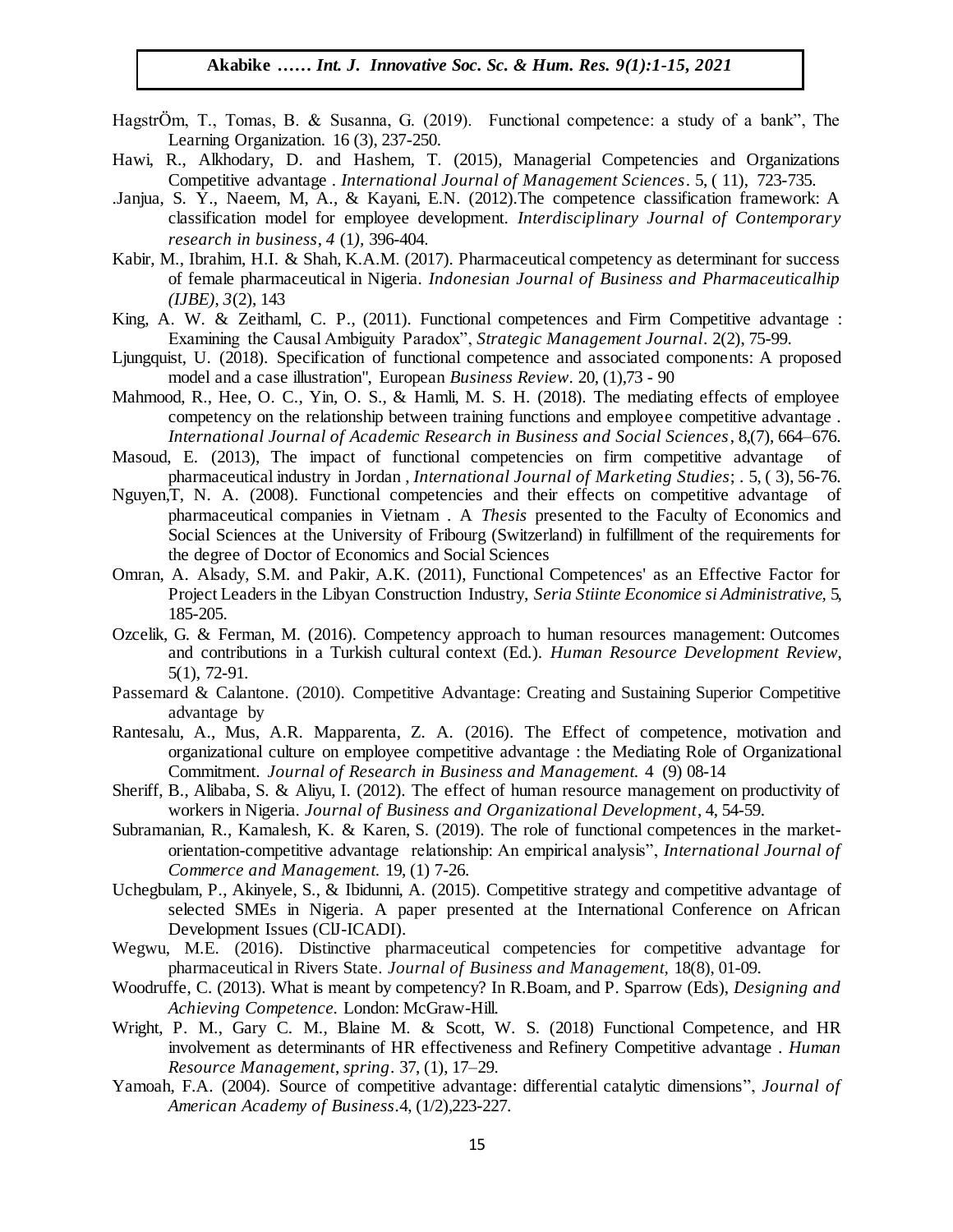HagstrÖm, T., Tomas, B. & Susanna, G. (2019). Functional competence: a study of a bank", The Learning Organization. 16 (3), 237-250.

Hawi, R., Alkhodary, D. and Hashem, T. (2015), Managerial Competencies and Organizations Competitive advantage . *International Journal of Management Sciences*. 5, ( 11), 723-735.

.Janjua, S. Y., Naeem, M, A., & Kayani, E.N. (2012).The competence classification framework: A classification model for employee development. *Interdisciplinary Journal of Contemporary research in business*, *4* (1*)*, 396-404.

Kabir, M., Ibrahim, H.I. & Shah, K.A.M. (2017). Pharmaceutical competency as determinant for success of female pharmaceutical in Nigeria. *Indonesian Journal of Business and Pharmaceuticalhip (IJBE)*, *3*(2), 143

King, A. W. & Zeithaml, C. P., (2011). Functional competences and Firm Competitive advantage : Examining the Causal Ambiguity Paradox", *Strategic Management Journal*. 2(2), 75-99.

Ljungquist, U. (2018). Specification of functional competence and associated components: A proposed model and a case illustration", European *Business Review*. 20, (1),73 - 90

Mahmood, R., Hee, O. C., Yin, O. S., & Hamli, M. S. H. (2018). The mediating effects of employee competency on the relationship between training functions and employee competitive advantage . *International Journal of Academic Research in Business and Social Sciences*, 8,(7), 664–676.

Masoud, E. (2013), The impact of functional competencies on firm competitive advantage of pharmaceutical industry in Jordan , *International Journal of Marketing Studies*; . 5, ( 3), 56-76.

Nguyen,T, N. A. (2008). Functional competencies and their effects on competitive advantage of pharmaceutical companies in Vietnam . A *Thesis* presented to the Faculty of Economics and Social Sciences at the University of Fribourg (Switzerland) in fulfillment of the requirements for the degree of Doctor of Economics and Social Sciences

Omran, A. Alsady, S.M. and Pakir, A.K. (2011), Functional Competences' as an Effective Factor for Project Leaders in the Libyan Construction Industry, *Seria Stiinte Economice si Administrative,* 5, 185-205.

Ozcelik, G. & Ferman, M. (2016). Competency approach to human resources management: Outcomes and contributions in a Turkish cultural context (Ed.). *Human Resource Development Review*, 5(1), 72-91.

Passemard & Calantone. (2010). Competitive Advantage: Creating and Sustaining Superior Competitive advantage by

Rantesalu, A., Mus, A.R. Mapparenta, Z. A. (2016). The Effect of competence, motivation and organizational culture on employee competitive advantage : the Mediating Role of Organizational Commitment. *Journal of Research in Business and Management.* 4 (9) 08-14

Sheriff, B., Alibaba, S. & Aliyu, I. (2012). The effect of human resource management on productivity of workers in Nigeria. *Journal of Business and Organizational Development*, 4, 54-59.

Subramanian, R., Kamalesh, K. & Karen, S. (2019). The role of functional competences in the market-orientation-competitive advantage relationship: An empirical analysis", *International Journal of Commerce and Management.* 19, (1) 7-26.

Uchegbulam, P., Akinyele, S., & Ibidunni, A. (2015). Competitive strategy and competitive advantage of selected SMEs in Nigeria. A paper presented at the International Conference on African Development Issues (CIJ-ICADI).

Wegwu, M.E. (2016). Distinctive pharmaceutical competencies for competitive advantage for pharmaceutical in Rivers State. *Journal of Business and Management*, 18(8), 01-09.

Woodruffe, C. (2013). What is meant by competency? In R.Boam, and P. Sparrow (Eds), *Designing and Achieving Competence.* London: McGraw-Hill.

Wright, P. M., Gary C. M., Blaine M. & Scott, W. S. (2018) Functional Competence, and HR involvement as determinants of HR effectiveness and Refinery Competitive advantage . *Human Resource Management*, *spring*. 37, (1), 17–29.

Yamoah, F.A. (2004). Source of competitive advantage: differential catalytic dimensions", *Journal of American Academy of Business*.4, (1/2),223-227.